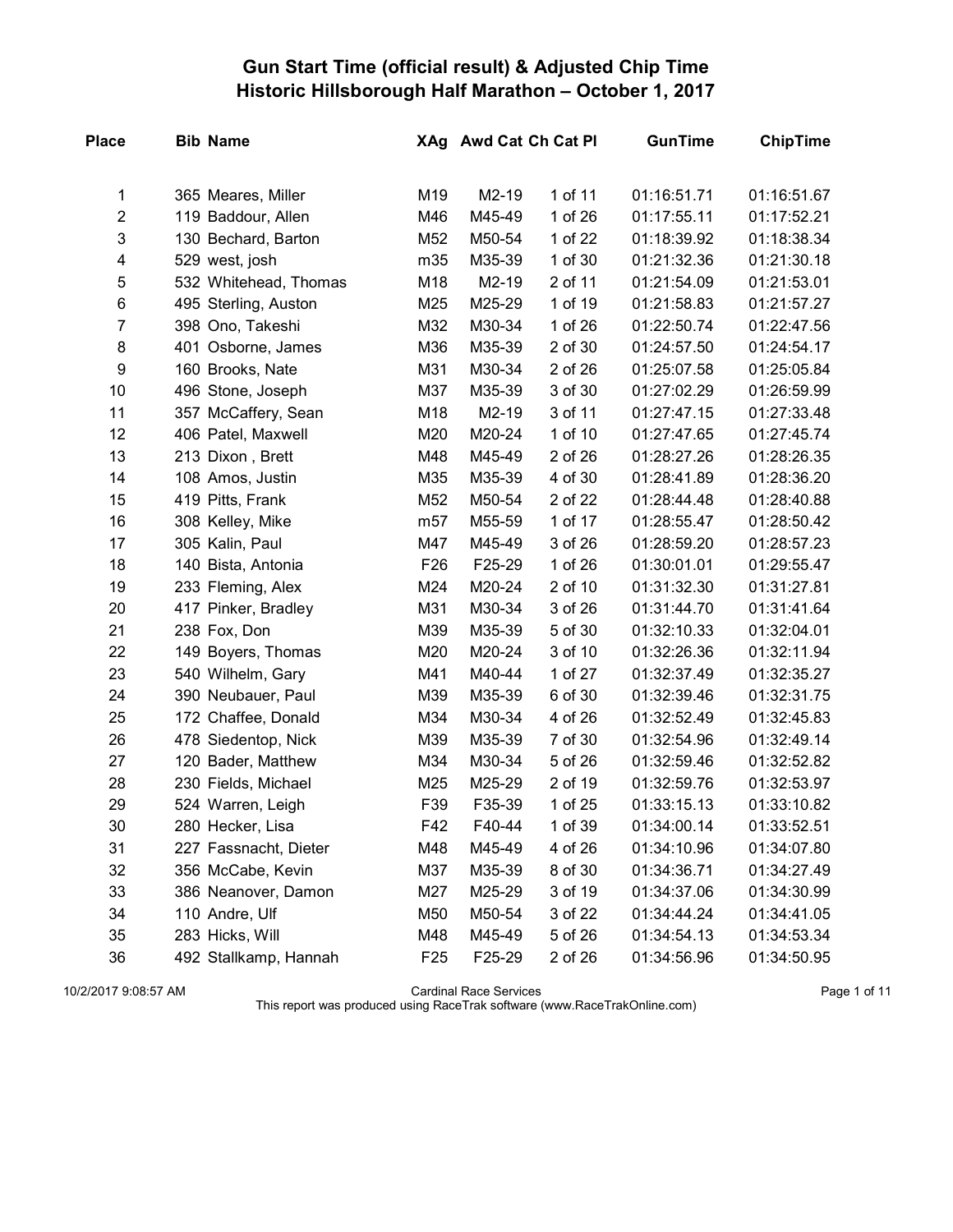# Gun Start Time (official result) & Adjusted Chip Time
## Historic Hillsborough Half Marathon – October 1, 2017

| Place | Bib | Name | XAg | Awd Cat | Ch Cat Pl | GunTime | ChipTime |
|---|---|---|---|---|---|---|---|
| 1 | 365 | Meares, Miller | M19 | M2-19 | 1 of 11 | 01:16:51.71 | 01:16:51.67 |
| 2 | 119 | Baddour, Allen | M46 | M45-49 | 1 of 26 | 01:17:55.11 | 01:17:52.21 |
| 3 | 130 | Bechard, Barton | M52 | M50-54 | 1 of 22 | 01:18:39.92 | 01:18:38.34 |
| 4 | 529 | west, josh | m35 | M35-39 | 1 of 30 | 01:21:32.36 | 01:21:30.18 |
| 5 | 532 | Whitehead, Thomas | M18 | M2-19 | 2 of 11 | 01:21:54.09 | 01:21:53.01 |
| 6 | 495 | Sterling, Auston | M25 | M25-29 | 1 of 19 | 01:21:58.83 | 01:21:57.27 |
| 7 | 398 | Ono, Takeshi | M32 | M30-34 | 1 of 26 | 01:22:50.74 | 01:22:47.56 |
| 8 | 401 | Osborne, James | M36 | M35-39 | 2 of 30 | 01:24:57.50 | 01:24:54.17 |
| 9 | 160 | Brooks, Nate | M31 | M30-34 | 2 of 26 | 01:25:07.58 | 01:25:05.84 |
| 10 | 496 | Stone, Joseph | M37 | M35-39 | 3 of 30 | 01:27:02.29 | 01:26:59.99 |
| 11 | 357 | McCaffery, Sean | M18 | M2-19 | 3 of 11 | 01:27:47.15 | 01:27:33.48 |
| 12 | 406 | Patel, Maxwell | M20 | M20-24 | 1 of 10 | 01:27:47.65 | 01:27:45.74 |
| 13 | 213 | Dixon , Brett | M48 | M45-49 | 2 of 26 | 01:28:27.26 | 01:28:26.35 |
| 14 | 108 | Amos, Justin | M35 | M35-39 | 4 of 30 | 01:28:41.89 | 01:28:36.20 |
| 15 | 419 | Pitts, Frank | M52 | M50-54 | 2 of 22 | 01:28:44.48 | 01:28:40.88 |
| 16 | 308 | Kelley, Mike | m57 | M55-59 | 1 of 17 | 01:28:55.47 | 01:28:50.42 |
| 17 | 305 | Kalin, Paul | M47 | M45-49 | 3 of 26 | 01:28:59.20 | 01:28:57.23 |
| 18 | 140 | Bista, Antonia | F26 | F25-29 | 1 of 26 | 01:30:01.01 | 01:29:55.47 |
| 19 | 233 | Fleming, Alex | M24 | M20-24 | 2 of 10 | 01:31:32.30 | 01:31:27.81 |
| 20 | 417 | Pinker, Bradley | M31 | M30-34 | 3 of 26 | 01:31:44.70 | 01:31:41.64 |
| 21 | 238 | Fox, Don | M39 | M35-39 | 5 of 30 | 01:32:10.33 | 01:32:04.01 |
| 22 | 149 | Boyers, Thomas | M20 | M20-24 | 3 of 10 | 01:32:26.36 | 01:32:11.94 |
| 23 | 540 | Wilhelm, Gary | M41 | M40-44 | 1 of 27 | 01:32:37.49 | 01:32:35.27 |
| 24 | 390 | Neubauer, Paul | M39 | M35-39 | 6 of 30 | 01:32:39.46 | 01:32:31.75 |
| 25 | 172 | Chaffee, Donald | M34 | M30-34 | 4 of 26 | 01:32:52.49 | 01:32:45.83 |
| 26 | 478 | Siedentop, Nick | M39 | M35-39 | 7 of 30 | 01:32:54.96 | 01:32:49.14 |
| 27 | 120 | Bader, Matthew | M34 | M30-34 | 5 of 26 | 01:32:59.46 | 01:32:52.82 |
| 28 | 230 | Fields, Michael | M25 | M25-29 | 2 of 19 | 01:32:59.76 | 01:32:53.97 |
| 29 | 524 | Warren, Leigh | F39 | F35-39 | 1 of 25 | 01:33:15.13 | 01:33:10.82 |
| 30 | 280 | Hecker, Lisa | F42 | F40-44 | 1 of 39 | 01:34:00.14 | 01:33:52.51 |
| 31 | 227 | Fassnacht, Dieter | M48 | M45-49 | 4 of 26 | 01:34:10.96 | 01:34:07.80 |
| 32 | 356 | McCabe, Kevin | M37 | M35-39 | 8 of 30 | 01:34:36.71 | 01:34:27.49 |
| 33 | 386 | Neanover, Damon | M27 | M25-29 | 3 of 19 | 01:34:37.06 | 01:34:30.99 |
| 34 | 110 | Andre, Ulf | M50 | M50-54 | 3 of 22 | 01:34:44.24 | 01:34:41.05 |
| 35 | 283 | Hicks, Will | M48 | M45-49 | 5 of 26 | 01:34:54.13 | 01:34:53.34 |
| 36 | 492 | Stallkamp, Hannah | F25 | F25-29 | 2 of 26 | 01:34:56.96 | 01:34:50.95 |

10/2/2017 9:08:57 AM — Cardinal Race Services

This report was produced using RaceTrak software (www.RaceTrakOnline.com)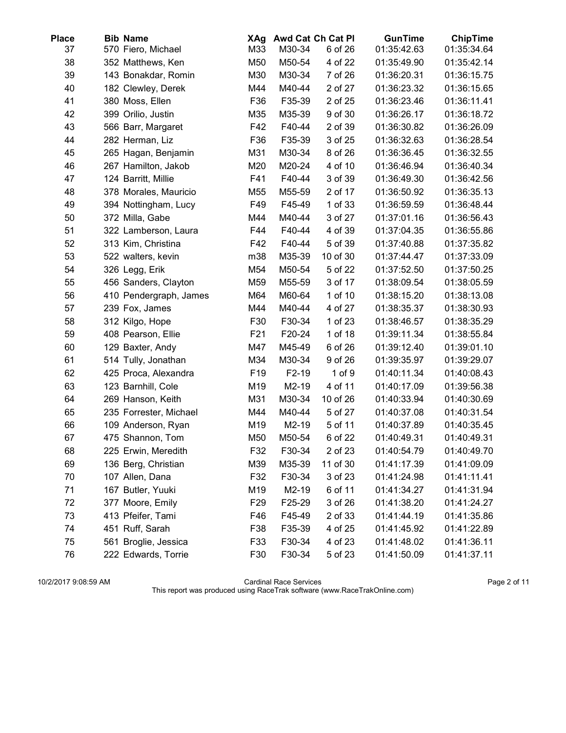| Place | Bib | Name | XAg | Awd Cat | Ch Cat Pl | GunTime | ChipTime |
|---|---|---|---|---|---|---|---|
| 37 | 570 | Fiero, Michael | M33 | M30-34 | 6 of 26 | 01:35:42.63 | 01:35:34.64 |
| 38 | 352 | Matthews, Ken | M50 | M50-54 | 4 of 22 | 01:35:49.90 | 01:35:42.14 |
| 39 | 143 | Bonakdar, Romin | M30 | M30-34 | 7 of 26 | 01:36:20.31 | 01:36:15.75 |
| 40 | 182 | Clewley, Derek | M44 | M40-44 | 2 of 27 | 01:36:23.32 | 01:36:15.65 |
| 41 | 380 | Moss, Ellen | F36 | F35-39 | 2 of 25 | 01:36:23.46 | 01:36:11.41 |
| 42 | 399 | Orilio, Justin | M35 | M35-39 | 9 of 30 | 01:36:26.17 | 01:36:18.72 |
| 43 | 566 | Barr, Margaret | F42 | F40-44 | 2 of 39 | 01:36:30.82 | 01:36:26.09 |
| 44 | 282 | Herman, Liz | F36 | F35-39 | 3 of 25 | 01:36:32.63 | 01:36:28.54 |
| 45 | 265 | Hagan, Benjamin | M31 | M30-34 | 8 of 26 | 01:36:36.45 | 01:36:32.55 |
| 46 | 267 | Hamilton, Jakob | M20 | M20-24 | 4 of 10 | 01:36:46.94 | 01:36:40.34 |
| 47 | 124 | Barritt, Millie | F41 | F40-44 | 3 of 39 | 01:36:49.30 | 01:36:42.56 |
| 48 | 378 | Morales, Mauricio | M55 | M55-59 | 2 of 17 | 01:36:50.92 | 01:36:35.13 |
| 49 | 394 | Nottingham, Lucy | F49 | F45-49 | 1 of 33 | 01:36:59.59 | 01:36:48.44 |
| 50 | 372 | Milla, Gabe | M44 | M40-44 | 3 of 27 | 01:37:01.16 | 01:36:56.43 |
| 51 | 322 | Lamberson, Laura | F44 | F40-44 | 4 of 39 | 01:37:04.35 | 01:36:55.86 |
| 52 | 313 | Kim, Christina | F42 | F40-44 | 5 of 39 | 01:37:40.88 | 01:37:35.82 |
| 53 | 522 | walters, kevin | m38 | M35-39 | 10 of 30 | 01:37:44.47 | 01:37:33.09 |
| 54 | 326 | Legg, Erik | M54 | M50-54 | 5 of 22 | 01:37:52.50 | 01:37:50.25 |
| 55 | 456 | Sanders, Clayton | M59 | M55-59 | 3 of 17 | 01:38:09.54 | 01:38:05.59 |
| 56 | 410 | Pendergraph, James | M64 | M60-64 | 1 of 10 | 01:38:15.20 | 01:38:13.08 |
| 57 | 239 | Fox, James | M44 | M40-44 | 4 of 27 | 01:38:35.37 | 01:38:30.93 |
| 58 | 312 | Kilgo, Hope | F30 | F30-34 | 1 of 23 | 01:38:46.57 | 01:38:35.29 |
| 59 | 408 | Pearson, Ellie | F21 | F20-24 | 1 of 18 | 01:39:11.34 | 01:38:55.84 |
| 60 | 129 | Baxter, Andy | M47 | M45-49 | 6 of 26 | 01:39:12.40 | 01:39:01.10 |
| 61 | 514 | Tully, Jonathan | M34 | M30-34 | 9 of 26 | 01:39:35.97 | 01:39:29.07 |
| 62 | 425 | Proca, Alexandra | F19 | F2-19 | 1 of 9 | 01:40:11.34 | 01:40:08.43 |
| 63 | 123 | Barnhill, Cole | M19 | M2-19 | 4 of 11 | 01:40:17.09 | 01:39:56.38 |
| 64 | 269 | Hanson, Keith | M31 | M30-34 | 10 of 26 | 01:40:33.94 | 01:40:30.69 |
| 65 | 235 | Forrester, Michael | M44 | M40-44 | 5 of 27 | 01:40:37.08 | 01:40:31.54 |
| 66 | 109 | Anderson, Ryan | M19 | M2-19 | 5 of 11 | 01:40:37.89 | 01:40:35.45 |
| 67 | 475 | Shannon, Tom | M50 | M50-54 | 6 of 22 | 01:40:49.31 | 01:40:49.31 |
| 68 | 225 | Erwin, Meredith | F32 | F30-34 | 2 of 23 | 01:40:54.79 | 01:40:49.70 |
| 69 | 136 | Berg, Christian | M39 | M35-39 | 11 of 30 | 01:41:17.39 | 01:41:09.09 |
| 70 | 107 | Allen, Dana | F32 | F30-34 | 3 of 23 | 01:41:24.98 | 01:41:11.41 |
| 71 | 167 | Butler, Yuuki | M19 | M2-19 | 6 of 11 | 01:41:34.27 | 01:41:31.94 |
| 72 | 377 | Moore, Emily | F29 | F25-29 | 3 of 26 | 01:41:38.20 | 01:41:24.27 |
| 73 | 413 | Pfeifer, Tami | F46 | F45-49 | 2 of 33 | 01:41:44.19 | 01:41:35.86 |
| 74 | 451 | Ruff, Sarah | F38 | F35-39 | 4 of 25 | 01:41:45.92 | 01:41:22.89 |
| 75 | 561 | Broglie, Jessica | F33 | F30-34 | 4 of 23 | 01:41:48.02 | 01:41:36.11 |
| 76 | 222 | Edwards, Torrie | F30 | F30-34 | 5 of 23 | 01:41:50.09 | 01:41:37.11 |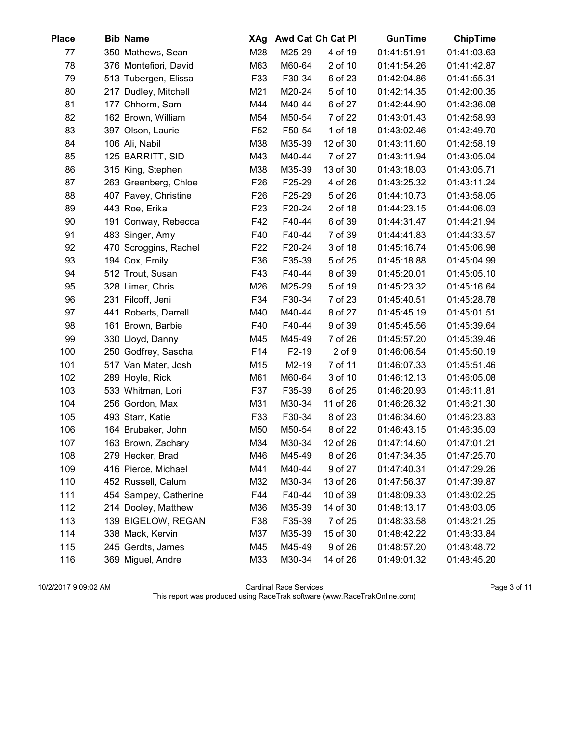| Place | Bib | Name | XAg | Awd Cat | Ch Cat Pl | GunTime | ChipTime |
|---|---|---|---|---|---|---|---|
| 77 | 350 | Mathews, Sean | M28 | M25-29 | 4 of 19 | 01:41:51.91 | 01:41:03.63 |
| 78 | 376 | Montefiori, David | M63 | M60-64 | 2 of 10 | 01:41:54.26 | 01:41:42.87 |
| 79 | 513 | Tubergen, Elissa | F33 | F30-34 | 6 of 23 | 01:42:04.86 | 01:41:55.31 |
| 80 | 217 | Dudley, Mitchell | M21 | M20-24 | 5 of 10 | 01:42:14.35 | 01:42:00.35 |
| 81 | 177 | Chhorm, Sam | M44 | M40-44 | 6 of 27 | 01:42:44.90 | 01:42:36.08 |
| 82 | 162 | Brown, William | M54 | M50-54 | 7 of 22 | 01:43:01.43 | 01:42:58.93 |
| 83 | 397 | Olson, Laurie | F52 | F50-54 | 1 of 18 | 01:43:02.46 | 01:42:49.70 |
| 84 | 106 | Ali, Nabil | M38 | M35-39 | 12 of 30 | 01:43:11.60 | 01:42:58.19 |
| 85 | 125 | BARRITT, SID | M43 | M40-44 | 7 of 27 | 01:43:11.94 | 01:43:05.04 |
| 86 | 315 | King, Stephen | M38 | M35-39 | 13 of 30 | 01:43:18.03 | 01:43:05.71 |
| 87 | 263 | Greenberg, Chloe | F26 | F25-29 | 4 of 26 | 01:43:25.32 | 01:43:11.24 |
| 88 | 407 | Pavey, Christine | F26 | F25-29 | 5 of 26 | 01:44:10.73 | 01:43:58.05 |
| 89 | 443 | Roe, Erika | F23 | F20-24 | 2 of 18 | 01:44:23.15 | 01:44:06.03 |
| 90 | 191 | Conway, Rebecca | F42 | F40-44 | 6 of 39 | 01:44:31.47 | 01:44:21.94 |
| 91 | 483 | Singer, Amy | F40 | F40-44 | 7 of 39 | 01:44:41.83 | 01:44:33.57 |
| 92 | 470 | Scroggins, Rachel | F22 | F20-24 | 3 of 18 | 01:45:16.74 | 01:45:06.98 |
| 93 | 194 | Cox, Emily | F36 | F35-39 | 5 of 25 | 01:45:18.88 | 01:45:04.99 |
| 94 | 512 | Trout, Susan | F43 | F40-44 | 8 of 39 | 01:45:20.01 | 01:45:05.10 |
| 95 | 328 | Limer, Chris | M26 | M25-29 | 5 of 19 | 01:45:23.32 | 01:45:16.64 |
| 96 | 231 | Filcoff, Jeni | F34 | F30-34 | 7 of 23 | 01:45:40.51 | 01:45:28.78 |
| 97 | 441 | Roberts, Darrell | M40 | M40-44 | 8 of 27 | 01:45:45.19 | 01:45:01.51 |
| 98 | 161 | Brown, Barbie | F40 | F40-44 | 9 of 39 | 01:45:45.56 | 01:45:39.64 |
| 99 | 330 | Lloyd, Danny | M45 | M45-49 | 7 of 26 | 01:45:57.20 | 01:45:39.46 |
| 100 | 250 | Godfrey, Sascha | F14 | F2-19 | 2 of 9 | 01:46:06.54 | 01:45:50.19 |
| 101 | 517 | Van Mater, Josh | M15 | M2-19 | 7 of 11 | 01:46:07.33 | 01:45:51.46 |
| 102 | 289 | Hoyle, Rick | M61 | M60-64 | 3 of 10 | 01:46:12.13 | 01:46:05.08 |
| 103 | 533 | Whitman, Lori | F37 | F35-39 | 6 of 25 | 01:46:20.93 | 01:46:11.81 |
| 104 | 256 | Gordon, Max | M31 | M30-34 | 11 of 26 | 01:46:26.32 | 01:46:21.30 |
| 105 | 493 | Starr, Katie | F33 | F30-34 | 8 of 23 | 01:46:34.60 | 01:46:23.83 |
| 106 | 164 | Brubaker, John | M50 | M50-54 | 8 of 22 | 01:46:43.15 | 01:46:35.03 |
| 107 | 163 | Brown, Zachary | M34 | M30-34 | 12 of 26 | 01:47:14.60 | 01:47:01.21 |
| 108 | 279 | Hecker, Brad | M46 | M45-49 | 8 of 26 | 01:47:34.35 | 01:47:25.70 |
| 109 | 416 | Pierce, Michael | M41 | M40-44 | 9 of 27 | 01:47:40.31 | 01:47:29.26 |
| 110 | 452 | Russell, Calum | M32 | M30-34 | 13 of 26 | 01:47:56.37 | 01:47:39.87 |
| 111 | 454 | Sampey, Catherine | F44 | F40-44 | 10 of 39 | 01:48:09.33 | 01:48:02.25 |
| 112 | 214 | Dooley, Matthew | M36 | M35-39 | 14 of 30 | 01:48:13.17 | 01:48:03.05 |
| 113 | 139 | BIGELOW, REGAN | F38 | F35-39 | 7 of 25 | 01:48:33.58 | 01:48:21.25 |
| 114 | 338 | Mack, Kervin | M37 | M35-39 | 15 of 30 | 01:48:42.22 | 01:48:33.84 |
| 115 | 245 | Gerdts, James | M45 | M45-49 | 9 of 26 | 01:48:57.20 | 01:48:48.72 |
| 116 | 369 | Miguel, Andre | M33 | M30-34 | 14 of 26 | 01:49:01.32 | 01:48:45.20 |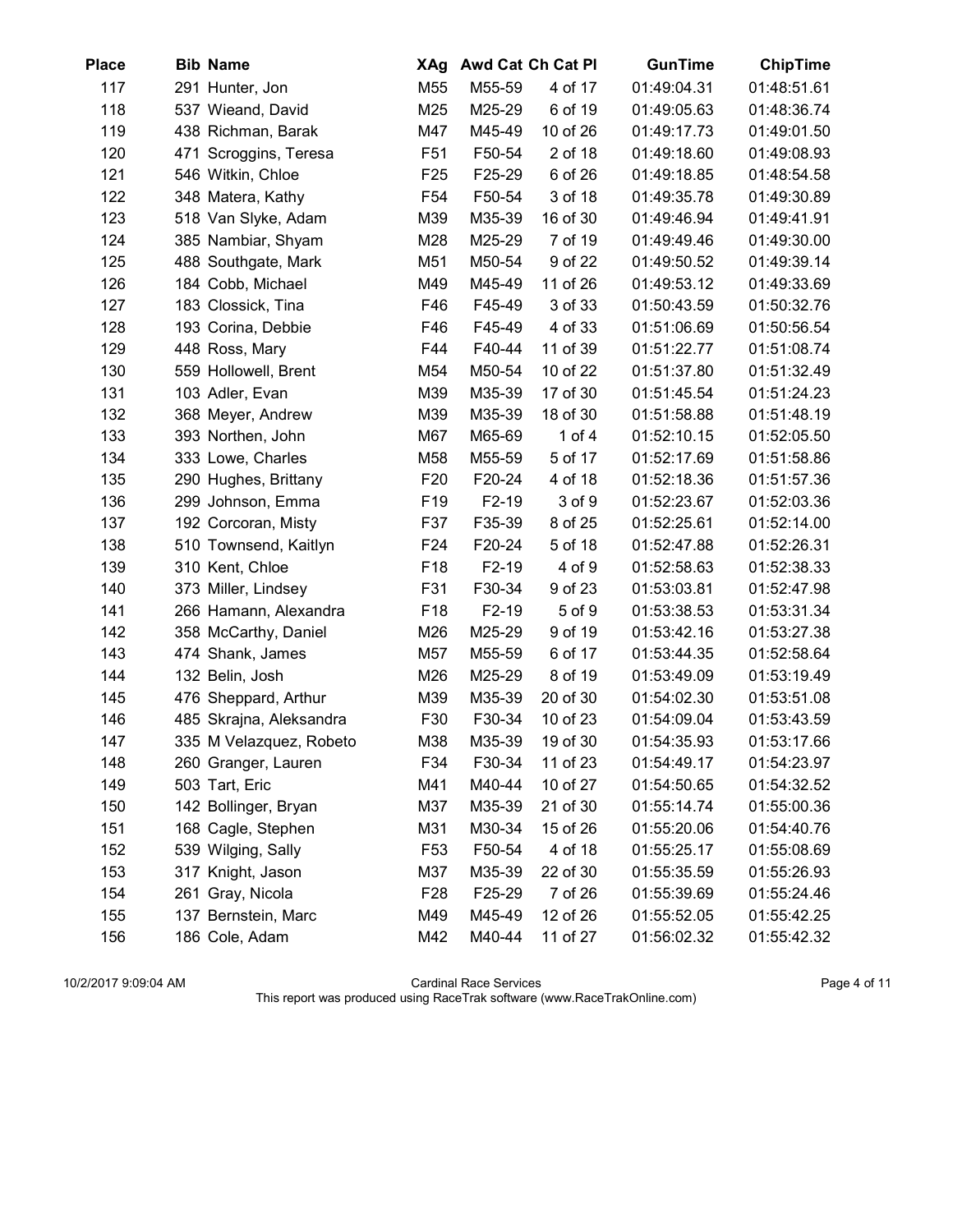| Place | Bib | Name | XAg | Awd Cat | Ch Cat Pl | GunTime | ChipTime |
|---|---|---|---|---|---|---|---|
| 117 | 291 | Hunter, Jon | M55 | M55-59 | 4 of 17 | 01:49:04.31 | 01:48:51.61 |
| 118 | 537 | Wieand, David | M25 | M25-29 | 6 of 19 | 01:49:05.63 | 01:48:36.74 |
| 119 | 438 | Richman, Barak | M47 | M45-49 | 10 of 26 | 01:49:17.73 | 01:49:01.50 |
| 120 | 471 | Scroggins, Teresa | F51 | F50-54 | 2 of 18 | 01:49:18.60 | 01:49:08.93 |
| 121 | 546 | Witkin, Chloe | F25 | F25-29 | 6 of 26 | 01:49:18.85 | 01:48:54.58 |
| 122 | 348 | Matera, Kathy | F54 | F50-54 | 3 of 18 | 01:49:35.78 | 01:49:30.89 |
| 123 | 518 | Van Slyke, Adam | M39 | M35-39 | 16 of 30 | 01:49:46.94 | 01:49:41.91 |
| 124 | 385 | Nambiar, Shyam | M28 | M25-29 | 7 of 19 | 01:49:49.46 | 01:49:30.00 |
| 125 | 488 | Southgate, Mark | M51 | M50-54 | 9 of 22 | 01:49:50.52 | 01:49:39.14 |
| 126 | 184 | Cobb, Michael | M49 | M45-49 | 11 of 26 | 01:49:53.12 | 01:49:33.69 |
| 127 | 183 | Clossick, Tina | F46 | F45-49 | 3 of 33 | 01:50:43.59 | 01:50:32.76 |
| 128 | 193 | Corina, Debbie | F46 | F45-49 | 4 of 33 | 01:51:06.69 | 01:50:56.54 |
| 129 | 448 | Ross, Mary | F44 | F40-44 | 11 of 39 | 01:51:22.77 | 01:51:08.74 |
| 130 | 559 | Hollowell, Brent | M54 | M50-54 | 10 of 22 | 01:51:37.80 | 01:51:32.49 |
| 131 | 103 | Adler, Evan | M39 | M35-39 | 17 of 30 | 01:51:45.54 | 01:51:24.23 |
| 132 | 368 | Meyer, Andrew | M39 | M35-39 | 18 of 30 | 01:51:58.88 | 01:51:48.19 |
| 133 | 393 | Northen, John | M67 | M65-69 | 1 of 4 | 01:52:10.15 | 01:52:05.50 |
| 134 | 333 | Lowe, Charles | M58 | M55-59 | 5 of 17 | 01:52:17.69 | 01:51:58.86 |
| 135 | 290 | Hughes, Brittany | F20 | F20-24 | 4 of 18 | 01:52:18.36 | 01:51:57.36 |
| 136 | 299 | Johnson, Emma | F19 | F2-19 | 3 of 9 | 01:52:23.67 | 01:52:03.36 |
| 137 | 192 | Corcoran, Misty | F37 | F35-39 | 8 of 25 | 01:52:25.61 | 01:52:14.00 |
| 138 | 510 | Townsend, Kaitlyn | F24 | F20-24 | 5 of 18 | 01:52:47.88 | 01:52:26.31 |
| 139 | 310 | Kent, Chloe | F18 | F2-19 | 4 of 9 | 01:52:58.63 | 01:52:38.33 |
| 140 | 373 | Miller, Lindsey | F31 | F30-34 | 9 of 23 | 01:53:03.81 | 01:52:47.98 |
| 141 | 266 | Hamann, Alexandra | F18 | F2-19 | 5 of 9 | 01:53:38.53 | 01:53:31.34 |
| 142 | 358 | McCarthy, Daniel | M26 | M25-29 | 9 of 19 | 01:53:42.16 | 01:53:27.38 |
| 143 | 474 | Shank, James | M57 | M55-59 | 6 of 17 | 01:53:44.35 | 01:52:58.64 |
| 144 | 132 | Belin, Josh | M26 | M25-29 | 8 of 19 | 01:53:49.09 | 01:53:19.49 |
| 145 | 476 | Sheppard, Arthur | M39 | M35-39 | 20 of 30 | 01:54:02.30 | 01:53:51.08 |
| 146 | 485 | Skrajna, Aleksandra | F30 | F30-34 | 10 of 23 | 01:54:09.04 | 01:53:43.59 |
| 147 | 335 | M Velazquez, Robeto | M38 | M35-39 | 19 of 30 | 01:54:35.93 | 01:53:17.66 |
| 148 | 260 | Granger, Lauren | F34 | F30-34 | 11 of 23 | 01:54:49.17 | 01:54:23.97 |
| 149 | 503 | Tart, Eric | M41 | M40-44 | 10 of 27 | 01:54:50.65 | 01:54:32.52 |
| 150 | 142 | Bollinger, Bryan | M37 | M35-39 | 21 of 30 | 01:55:14.74 | 01:55:00.36 |
| 151 | 168 | Cagle, Stephen | M31 | M30-34 | 15 of 26 | 01:55:20.06 | 01:54:40.76 |
| 152 | 539 | Wilging, Sally | F53 | F50-54 | 4 of 18 | 01:55:25.17 | 01:55:08.69 |
| 153 | 317 | Knight, Jason | M37 | M35-39 | 22 of 30 | 01:55:35.59 | 01:55:26.93 |
| 154 | 261 | Gray, Nicola | F28 | F25-29 | 7 of 26 | 01:55:39.69 | 01:55:24.46 |
| 155 | 137 | Bernstein, Marc | M49 | M45-49 | 12 of 26 | 01:55:52.05 | 01:55:42.25 |
| 156 | 186 | Cole, Adam | M42 | M40-44 | 11 of 27 | 01:56:02.32 | 01:55:42.32 |

10/2/2017 9:09:04 AM

Cardinal Race Services

This report was produced using RaceTrak software (www.RaceTrakOnline.com)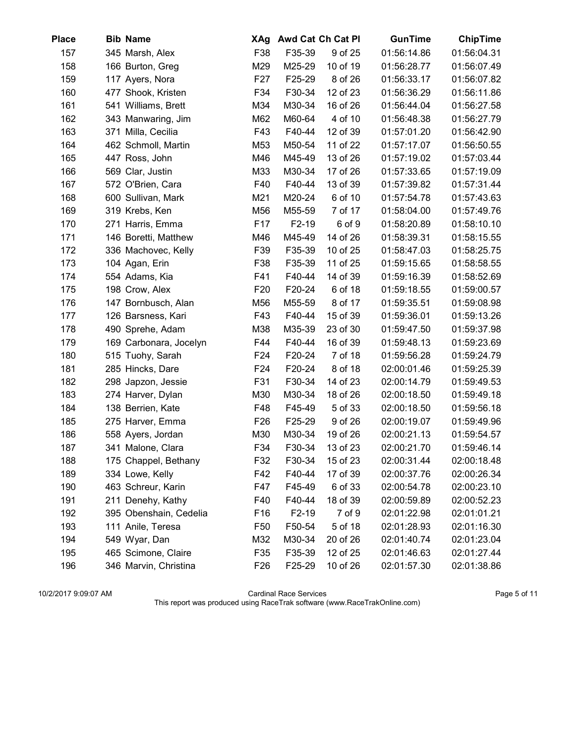| Place | Bib | Name | XAg | Awd Cat | Ch Cat Pl | GunTime | ChipTime |
|---|---|---|---|---|---|---|---|
| 157 | 345 | Marsh, Alex | F38 | F35-39 | 9 of 25 | 01:56:14.86 | 01:56:04.31 |
| 158 | 166 | Burton, Greg | M29 | M25-29 | 10 of 19 | 01:56:28.77 | 01:56:07.49 |
| 159 | 117 | Ayers, Nora | F27 | F25-29 | 8 of 26 | 01:56:33.17 | 01:56:07.82 |
| 160 | 477 | Shook, Kristen | F34 | F30-34 | 12 of 23 | 01:56:36.29 | 01:56:11.86 |
| 161 | 541 | Williams, Brett | M34 | M30-34 | 16 of 26 | 01:56:44.04 | 01:56:27.58 |
| 162 | 343 | Manwaring, Jim | M62 | M60-64 | 4 of 10 | 01:56:48.38 | 01:56:27.79 |
| 163 | 371 | Milla, Cecilia | F43 | F40-44 | 12 of 39 | 01:57:01.20 | 01:56:42.90 |
| 164 | 462 | Schmoll, Martin | M53 | M50-54 | 11 of 22 | 01:57:17.07 | 01:56:50.55 |
| 165 | 447 | Ross, John | M46 | M45-49 | 13 of 26 | 01:57:19.02 | 01:57:03.44 |
| 166 | 569 | Clar, Justin | M33 | M30-34 | 17 of 26 | 01:57:33.65 | 01:57:19.09 |
| 167 | 572 | O'Brien, Cara | F40 | F40-44 | 13 of 39 | 01:57:39.82 | 01:57:31.44 |
| 168 | 600 | Sullivan, Mark | M21 | M20-24 | 6 of 10 | 01:57:54.78 | 01:57:43.63 |
| 169 | 319 | Krebs, Ken | M56 | M55-59 | 7 of 17 | 01:58:04.00 | 01:57:49.76 |
| 170 | 271 | Harris, Emma | F17 | F2-19 | 6 of 9 | 01:58:20.89 | 01:58:10.10 |
| 171 | 146 | Boretti, Matthew | M46 | M45-49 | 14 of 26 | 01:58:39.31 | 01:58:15.55 |
| 172 | 336 | Machovec, Kelly | F39 | F35-39 | 10 of 25 | 01:58:47.03 | 01:58:25.75 |
| 173 | 104 | Agan, Erin | F38 | F35-39 | 11 of 25 | 01:59:15.65 | 01:58:58.55 |
| 174 | 554 | Adams, Kia | F41 | F40-44 | 14 of 39 | 01:59:16.39 | 01:58:52.69 |
| 175 | 198 | Crow, Alex | F20 | F20-24 | 6 of 18 | 01:59:18.55 | 01:59:00.57 |
| 176 | 147 | Bornbusch, Alan | M56 | M55-59 | 8 of 17 | 01:59:35.51 | 01:59:08.98 |
| 177 | 126 | Barsness, Kari | F43 | F40-44 | 15 of 39 | 01:59:36.01 | 01:59:13.26 |
| 178 | 490 | Sprehe, Adam | M38 | M35-39 | 23 of 30 | 01:59:47.50 | 01:59:37.98 |
| 179 | 169 | Carbonara, Jocelyn | F44 | F40-44 | 16 of 39 | 01:59:48.13 | 01:59:23.69 |
| 180 | 515 | Tuohy, Sarah | F24 | F20-24 | 7 of 18 | 01:59:56.28 | 01:59:24.79 |
| 181 | 285 | Hincks, Dare | F24 | F20-24 | 8 of 18 | 02:00:01.46 | 01:59:25.39 |
| 182 | 298 | Japzon, Jessie | F31 | F30-34 | 14 of 23 | 02:00:14.79 | 01:59:49.53 |
| 183 | 274 | Harver, Dylan | M30 | M30-34 | 18 of 26 | 02:00:18.50 | 01:59:49.18 |
| 184 | 138 | Berrien, Kate | F48 | F45-49 | 5 of 33 | 02:00:18.50 | 01:59:56.18 |
| 185 | 275 | Harver, Emma | F26 | F25-29 | 9 of 26 | 02:00:19.07 | 01:59:49.96 |
| 186 | 558 | Ayers, Jordan | M30 | M30-34 | 19 of 26 | 02:00:21.13 | 01:59:54.57 |
| 187 | 341 | Malone, Clara | F34 | F30-34 | 13 of 23 | 02:00:21.70 | 01:59:46.14 |
| 188 | 175 | Chappel, Bethany | F32 | F30-34 | 15 of 23 | 02:00:31.44 | 02:00:18.48 |
| 189 | 334 | Lowe, Kelly | F42 | F40-44 | 17 of 39 | 02:00:37.76 | 02:00:26.34 |
| 190 | 463 | Schreur, Karin | F47 | F45-49 | 6 of 33 | 02:00:54.78 | 02:00:23.10 |
| 191 | 211 | Denehy, Kathy | F40 | F40-44 | 18 of 39 | 02:00:59.89 | 02:00:52.23 |
| 192 | 395 | Obenshain, Cedelia | F16 | F2-19 | 7 of 9 | 02:01:22.98 | 02:01:01.21 |
| 193 | 111 | Anile, Teresa | F50 | F50-54 | 5 of 18 | 02:01:28.93 | 02:01:16.30 |
| 194 | 549 | Wyar, Dan | M32 | M30-34 | 20 of 26 | 02:01:40.74 | 02:01:23.04 |
| 195 | 465 | Scimone, Claire | F35 | F35-39 | 12 of 25 | 02:01:46.63 | 02:01:27.44 |
| 196 | 346 | Marvin, Christina | F26 | F25-29 | 10 of 26 | 02:01:57.30 | 02:01:38.86 |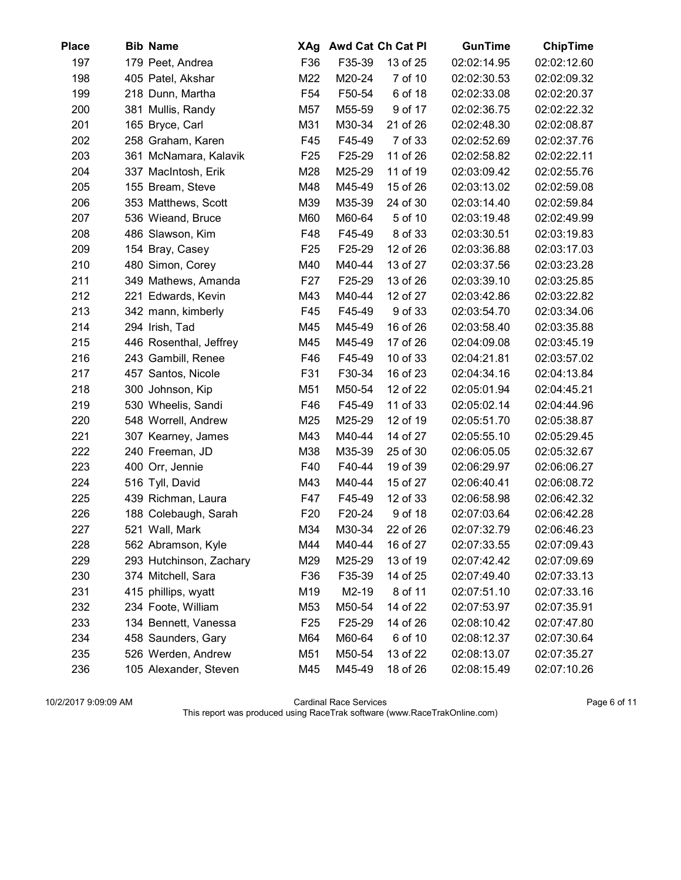| Place | Bib | Name | XAg | Awd Cat | Ch Cat Pl | GunTime | ChipTime |
|---|---|---|---|---|---|---|---|
| 197 | 179 | Peet, Andrea | F36 | F35-39 | 13 of 25 | 02:02:14.95 | 02:02:12.60 |
| 198 | 405 | Patel, Akshar | M22 | M20-24 | 7 of 10 | 02:02:30.53 | 02:02:09.32 |
| 199 | 218 | Dunn, Martha | F54 | F50-54 | 6 of 18 | 02:02:33.08 | 02:02:20.37 |
| 200 | 381 | Mullis, Randy | M57 | M55-59 | 9 of 17 | 02:02:36.75 | 02:02:22.32 |
| 201 | 165 | Bryce, Carl | M31 | M30-34 | 21 of 26 | 02:02:48.30 | 02:02:08.87 |
| 202 | 258 | Graham, Karen | F45 | F45-49 | 7 of 33 | 02:02:52.69 | 02:02:37.76 |
| 203 | 361 | McNamara, Kalavik | F25 | F25-29 | 11 of 26 | 02:02:58.82 | 02:02:22.11 |
| 204 | 337 | MacIntosh, Erik | M28 | M25-29 | 11 of 19 | 02:03:09.42 | 02:02:55.76 |
| 205 | 155 | Bream, Steve | M48 | M45-49 | 15 of 26 | 02:03:13.02 | 02:02:59.08 |
| 206 | 353 | Matthews, Scott | M39 | M35-39 | 24 of 30 | 02:03:14.40 | 02:02:59.84 |
| 207 | 536 | Wieand, Bruce | M60 | M60-64 | 5 of 10 | 02:03:19.48 | 02:02:49.99 |
| 208 | 486 | Slawson, Kim | F48 | F45-49 | 8 of 33 | 02:03:30.51 | 02:03:19.83 |
| 209 | 154 | Bray, Casey | F25 | F25-29 | 12 of 26 | 02:03:36.88 | 02:03:17.03 |
| 210 | 480 | Simon, Corey | M40 | M40-44 | 13 of 27 | 02:03:37.56 | 02:03:23.28 |
| 211 | 349 | Mathews, Amanda | F27 | F25-29 | 13 of 26 | 02:03:39.10 | 02:03:25.85 |
| 212 | 221 | Edwards, Kevin | M43 | M40-44 | 12 of 27 | 02:03:42.86 | 02:03:22.82 |
| 213 | 342 | mann, kimberly | F45 | F45-49 | 9 of 33 | 02:03:54.70 | 02:03:34.06 |
| 214 | 294 | Irish, Tad | M45 | M45-49 | 16 of 26 | 02:03:58.40 | 02:03:35.88 |
| 215 | 446 | Rosenthal, Jeffrey | M45 | M45-49 | 17 of 26 | 02:04:09.08 | 02:03:45.19 |
| 216 | 243 | Gambill, Renee | F46 | F45-49 | 10 of 33 | 02:04:21.81 | 02:03:57.02 |
| 217 | 457 | Santos, Nicole | F31 | F30-34 | 16 of 23 | 02:04:34.16 | 02:04:13.84 |
| 218 | 300 | Johnson, Kip | M51 | M50-54 | 12 of 22 | 02:05:01.94 | 02:04:45.21 |
| 219 | 530 | Wheelis, Sandi | F46 | F45-49 | 11 of 33 | 02:05:02.14 | 02:04:44.96 |
| 220 | 548 | Worrell, Andrew | M25 | M25-29 | 12 of 19 | 02:05:51.70 | 02:05:38.87 |
| 221 | 307 | Kearney, James | M43 | M40-44 | 14 of 27 | 02:05:55.10 | 02:05:29.45 |
| 222 | 240 | Freeman, JD | M38 | M35-39 | 25 of 30 | 02:06:05.05 | 02:05:32.67 |
| 223 | 400 | Orr, Jennie | F40 | F40-44 | 19 of 39 | 02:06:29.97 | 02:06:06.27 |
| 224 | 516 | Tyll, David | M43 | M40-44 | 15 of 27 | 02:06:40.41 | 02:06:08.72 |
| 225 | 439 | Richman, Laura | F47 | F45-49 | 12 of 33 | 02:06:58.98 | 02:06:42.32 |
| 226 | 188 | Colebaugh, Sarah | F20 | F20-24 | 9 of 18 | 02:07:03.64 | 02:06:42.28 |
| 227 | 521 | Wall, Mark | M34 | M30-34 | 22 of 26 | 02:07:32.79 | 02:06:46.23 |
| 228 | 562 | Abramson, Kyle | M44 | M40-44 | 16 of 27 | 02:07:33.55 | 02:07:09.43 |
| 229 | 293 | Hutchinson, Zachary | M29 | M25-29 | 13 of 19 | 02:07:42.42 | 02:07:09.69 |
| 230 | 374 | Mitchell, Sara | F36 | F35-39 | 14 of 25 | 02:07:49.40 | 02:07:33.13 |
| 231 | 415 | phillips, wyatt | M19 | M2-19 | 8 of 11 | 02:07:51.10 | 02:07:33.16 |
| 232 | 234 | Foote, William | M53 | M50-54 | 14 of 22 | 02:07:53.97 | 02:07:35.91 |
| 233 | 134 | Bennett, Vanessa | F25 | F25-29 | 14 of 26 | 02:08:10.42 | 02:07:47.80 |
| 234 | 458 | Saunders, Gary | M64 | M60-64 | 6 of 10 | 02:08:12.37 | 02:07:30.64 |
| 235 | 526 | Werden, Andrew | M51 | M50-54 | 13 of 22 | 02:08:13.07 | 02:07:35.27 |
| 236 | 105 | Alexander, Steven | M45 | M45-49 | 18 of 26 | 02:08:15.49 | 02:07:10.26 |

10/2/2017 9:09:09 AM Cardinal Race Services

This report was produced using RaceTrak software (www.RaceTrakOnline.com)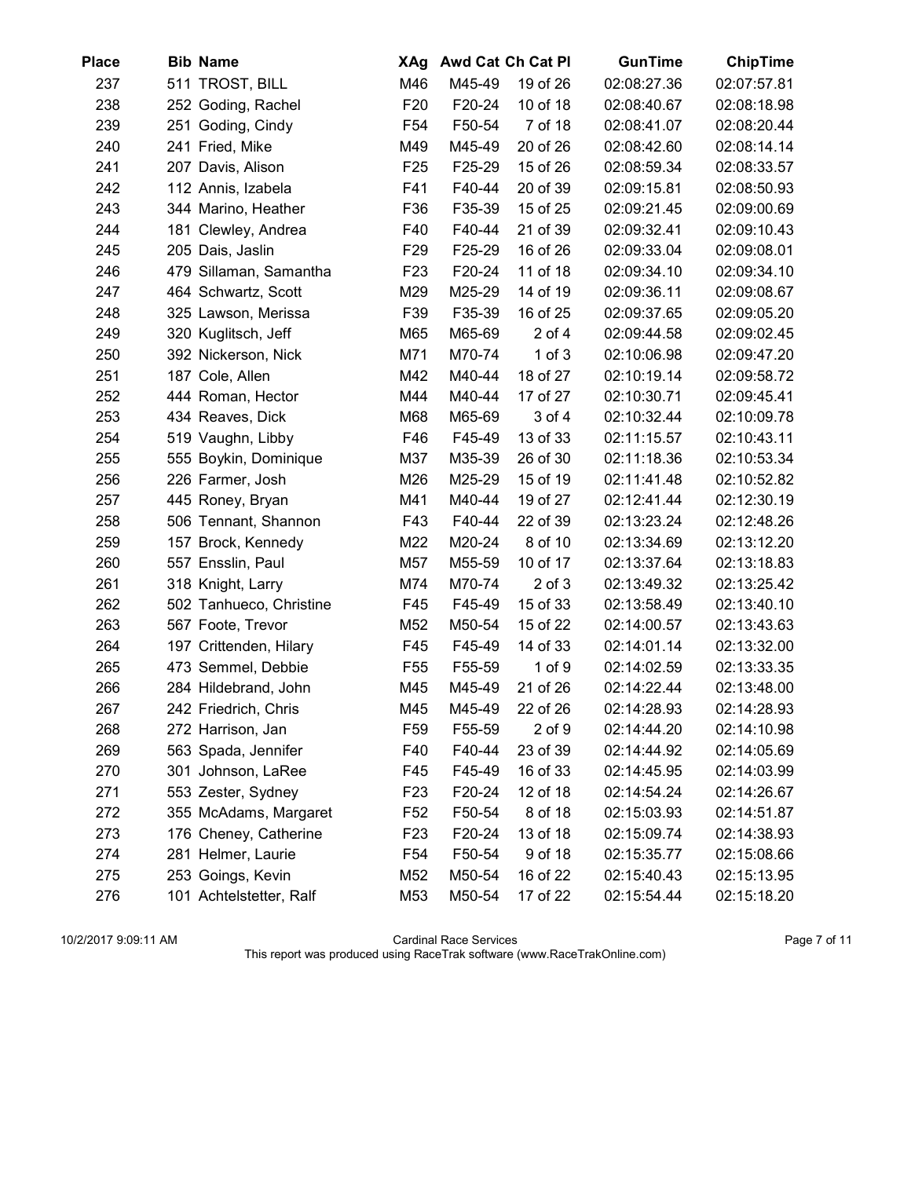| Place | Bib | Name | XAg | Awd Cat | Ch Cat Pl | GunTime | ChipTime |
|---|---|---|---|---|---|---|---|
| 237 | 511 | TROST, BILL | M46 | M45-49 | 19 of 26 | 02:08:27.36 | 02:07:57.81 |
| 238 | 252 | Goding, Rachel | F20 | F20-24 | 10 of 18 | 02:08:40.67 | 02:08:18.98 |
| 239 | 251 | Goding, Cindy | F54 | F50-54 | 7 of 18 | 02:08:41.07 | 02:08:20.44 |
| 240 | 241 | Fried, Mike | M49 | M45-49 | 20 of 26 | 02:08:42.60 | 02:08:14.14 |
| 241 | 207 | Davis, Alison | F25 | F25-29 | 15 of 26 | 02:08:59.34 | 02:08:33.57 |
| 242 | 112 | Annis, Izabela | F41 | F40-44 | 20 of 39 | 02:09:15.81 | 02:08:50.93 |
| 243 | 344 | Marino, Heather | F36 | F35-39 | 15 of 25 | 02:09:21.45 | 02:09:00.69 |
| 244 | 181 | Clewley, Andrea | F40 | F40-44 | 21 of 39 | 02:09:32.41 | 02:09:10.43 |
| 245 | 205 | Dais, Jaslin | F29 | F25-29 | 16 of 26 | 02:09:33.04 | 02:09:08.01 |
| 246 | 479 | Sillaman, Samantha | F23 | F20-24 | 11 of 18 | 02:09:34.10 | 02:09:34.10 |
| 247 | 464 | Schwartz, Scott | M29 | M25-29 | 14 of 19 | 02:09:36.11 | 02:09:08.67 |
| 248 | 325 | Lawson, Merissa | F39 | F35-39 | 16 of 25 | 02:09:37.65 | 02:09:05.20 |
| 249 | 320 | Kuglitsch, Jeff | M65 | M65-69 | 2 of 4 | 02:09:44.58 | 02:09:02.45 |
| 250 | 392 | Nickerson, Nick | M71 | M70-74 | 1 of 3 | 02:10:06.98 | 02:09:47.20 |
| 251 | 187 | Cole, Allen | M42 | M40-44 | 18 of 27 | 02:10:19.14 | 02:09:58.72 |
| 252 | 444 | Roman, Hector | M44 | M40-44 | 17 of 27 | 02:10:30.71 | 02:09:45.41 |
| 253 | 434 | Reaves, Dick | M68 | M65-69 | 3 of 4 | 02:10:32.44 | 02:10:09.78 |
| 254 | 519 | Vaughn, Libby | F46 | F45-49 | 13 of 33 | 02:11:15.57 | 02:10:43.11 |
| 255 | 555 | Boykin, Dominique | M37 | M35-39 | 26 of 30 | 02:11:18.36 | 02:10:53.34 |
| 256 | 226 | Farmer, Josh | M26 | M25-29 | 15 of 19 | 02:11:41.48 | 02:10:52.82 |
| 257 | 445 | Roney, Bryan | M41 | M40-44 | 19 of 27 | 02:12:41.44 | 02:12:30.19 |
| 258 | 506 | Tennant, Shannon | F43 | F40-44 | 22 of 39 | 02:13:23.24 | 02:12:48.26 |
| 259 | 157 | Brock, Kennedy | M22 | M20-24 | 8 of 10 | 02:13:34.69 | 02:13:12.20 |
| 260 | 557 | Ensslin, Paul | M57 | M55-59 | 10 of 17 | 02:13:37.64 | 02:13:18.83 |
| 261 | 318 | Knight, Larry | M74 | M70-74 | 2 of 3 | 02:13:49.32 | 02:13:25.42 |
| 262 | 502 | Tanhueco, Christine | F45 | F45-49 | 15 of 33 | 02:13:58.49 | 02:13:40.10 |
| 263 | 567 | Foote, Trevor | M52 | M50-54 | 15 of 22 | 02:14:00.57 | 02:13:43.63 |
| 264 | 197 | Crittenden, Hilary | F45 | F45-49 | 14 of 33 | 02:14:01.14 | 02:13:32.00 |
| 265 | 473 | Semmel, Debbie | F55 | F55-59 | 1 of 9 | 02:14:02.59 | 02:13:33.35 |
| 266 | 284 | Hildebrand, John | M45 | M45-49 | 21 of 26 | 02:14:22.44 | 02:13:48.00 |
| 267 | 242 | Friedrich, Chris | M45 | M45-49 | 22 of 26 | 02:14:28.93 | 02:14:28.93 |
| 268 | 272 | Harrison, Jan | F59 | F55-59 | 2 of 9 | 02:14:44.20 | 02:14:10.98 |
| 269 | 563 | Spada, Jennifer | F40 | F40-44 | 23 of 39 | 02:14:44.92 | 02:14:05.69 |
| 270 | 301 | Johnson, LaRee | F45 | F45-49 | 16 of 33 | 02:14:45.95 | 02:14:03.99 |
| 271 | 553 | Zester, Sydney | F23 | F20-24 | 12 of 18 | 02:14:54.24 | 02:14:26.67 |
| 272 | 355 | McAdams, Margaret | F52 | F50-54 | 8 of 18 | 02:15:03.93 | 02:14:51.87 |
| 273 | 176 | Cheney, Catherine | F23 | F20-24 | 13 of 18 | 02:15:09.74 | 02:14:38.93 |
| 274 | 281 | Helmer, Laurie | F54 | F50-54 | 9 of 18 | 02:15:35.77 | 02:15:08.66 |
| 275 | 253 | Goings, Kevin | M52 | M50-54 | 16 of 22 | 02:15:40.43 | 02:15:13.95 |
| 276 | 101 | Achtelstetter, Ralf | M53 | M50-54 | 17 of 22 | 02:15:54.44 | 02:15:18.20 |

10/2/2017 9:09:11 AM Cardinal Race Services
This report was produced using RaceTrak software (www.RaceTrakOnline.com)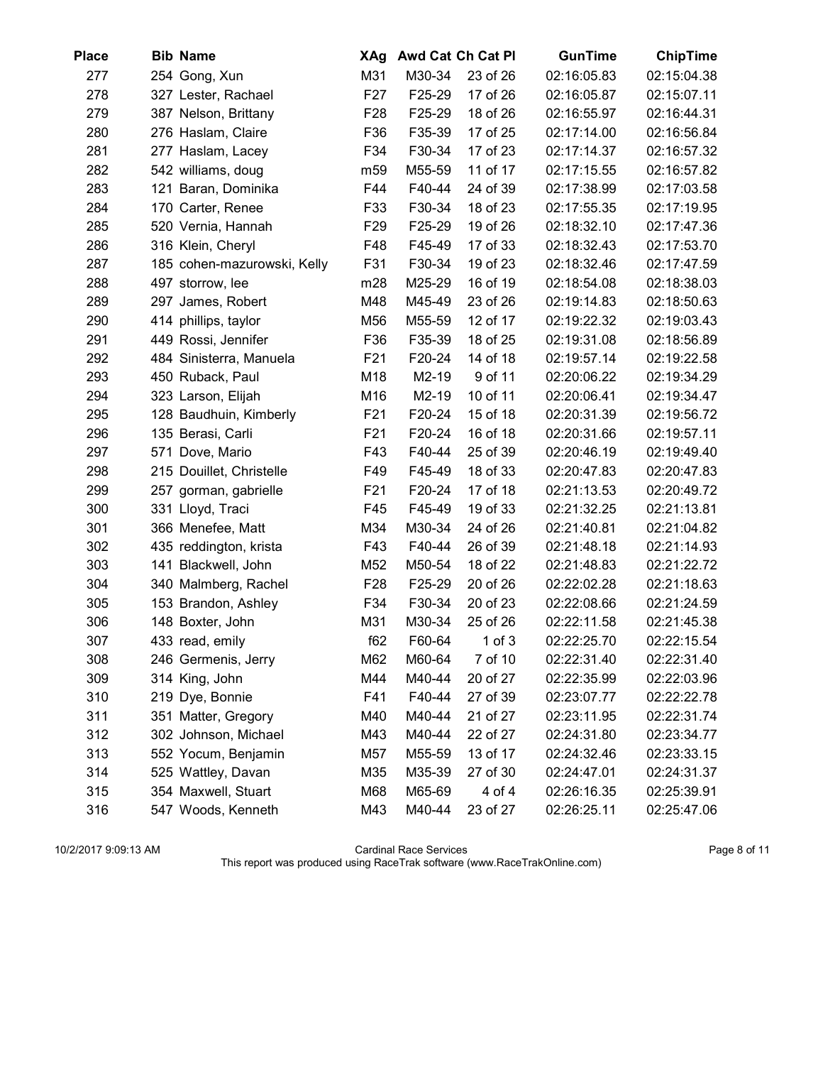| Place | Bib | Name | XAg | Awd Cat | Ch Cat Pl | GunTime | ChipTime |
|---|---|---|---|---|---|---|---|
| 277 | 254 | Gong, Xun | M31 | M30-34 | 23 of 26 | 02:16:05.83 | 02:15:04.38 |
| 278 | 327 | Lester, Rachael | F27 | F25-29 | 17 of 26 | 02:16:05.87 | 02:15:07.11 |
| 279 | 387 | Nelson, Brittany | F28 | F25-29 | 18 of 26 | 02:16:55.97 | 02:16:44.31 |
| 280 | 276 | Haslam, Claire | F36 | F35-39 | 17 of 25 | 02:17:14.00 | 02:16:56.84 |
| 281 | 277 | Haslam, Lacey | F34 | F30-34 | 17 of 23 | 02:17:14.37 | 02:16:57.32 |
| 282 | 542 | williams, doug | m59 | M55-59 | 11 of 17 | 02:17:15.55 | 02:16:57.82 |
| 283 | 121 | Baran, Dominika | F44 | F40-44 | 24 of 39 | 02:17:38.99 | 02:17:03.58 |
| 284 | 170 | Carter, Renee | F33 | F30-34 | 18 of 23 | 02:17:55.35 | 02:17:19.95 |
| 285 | 520 | Vernia, Hannah | F29 | F25-29 | 19 of 26 | 02:18:32.10 | 02:17:47.36 |
| 286 | 316 | Klein, Cheryl | F48 | F45-49 | 17 of 33 | 02:18:32.43 | 02:17:53.70 |
| 287 | 185 | cohen-mazurowski, Kelly | F31 | F30-34 | 19 of 23 | 02:18:32.46 | 02:17:47.59 |
| 288 | 497 | storrow, lee | m28 | M25-29 | 16 of 19 | 02:18:54.08 | 02:18:38.03 |
| 289 | 297 | James, Robert | M48 | M45-49 | 23 of 26 | 02:19:14.83 | 02:18:50.63 |
| 290 | 414 | phillips, taylor | M56 | M55-59 | 12 of 17 | 02:19:22.32 | 02:19:03.43 |
| 291 | 449 | Rossi, Jennifer | F36 | F35-39 | 18 of 25 | 02:19:31.08 | 02:18:56.89 |
| 292 | 484 | Sinisterra, Manuela | F21 | F20-24 | 14 of 18 | 02:19:57.14 | 02:19:22.58 |
| 293 | 450 | Ruback, Paul | M18 | M2-19 | 9 of 11 | 02:20:06.22 | 02:19:34.29 |
| 294 | 323 | Larson, Elijah | M16 | M2-19 | 10 of 11 | 02:20:06.41 | 02:19:34.47 |
| 295 | 128 | Baudhuin, Kimberly | F21 | F20-24 | 15 of 18 | 02:20:31.39 | 02:19:56.72 |
| 296 | 135 | Berasi, Carli | F21 | F20-24 | 16 of 18 | 02:20:31.66 | 02:19:57.11 |
| 297 | 571 | Dove, Mario | F43 | F40-44 | 25 of 39 | 02:20:46.19 | 02:19:49.40 |
| 298 | 215 | Douillet, Christelle | F49 | F45-49 | 18 of 33 | 02:20:47.83 | 02:20:47.83 |
| 299 | 257 | gorman, gabrielle | F21 | F20-24 | 17 of 18 | 02:21:13.53 | 02:20:49.72 |
| 300 | 331 | Lloyd, Traci | F45 | F45-49 | 19 of 33 | 02:21:32.25 | 02:21:13.81 |
| 301 | 366 | Menefee, Matt | M34 | M30-34 | 24 of 26 | 02:21:40.81 | 02:21:04.82 |
| 302 | 435 | reddington, krista | F43 | F40-44 | 26 of 39 | 02:21:48.18 | 02:21:14.93 |
| 303 | 141 | Blackwell, John | M52 | M50-54 | 18 of 22 | 02:21:48.83 | 02:21:22.72 |
| 304 | 340 | Malmberg, Rachel | F28 | F25-29 | 20 of 26 | 02:22:02.28 | 02:21:18.63 |
| 305 | 153 | Brandon, Ashley | F34 | F30-34 | 20 of 23 | 02:22:08.66 | 02:21:24.59 |
| 306 | 148 | Boxter, John | M31 | M30-34 | 25 of 26 | 02:22:11.58 | 02:21:45.38 |
| 307 | 433 | read, emily | f62 | F60-64 | 1 of 3 | 02:22:25.70 | 02:22:15.54 |
| 308 | 246 | Germenis, Jerry | M62 | M60-64 | 7 of 10 | 02:22:31.40 | 02:22:31.40 |
| 309 | 314 | King, John | M44 | M40-44 | 20 of 27 | 02:22:35.99 | 02:22:03.96 |
| 310 | 219 | Dye, Bonnie | F41 | F40-44 | 27 of 39 | 02:23:07.77 | 02:22:22.78 |
| 311 | 351 | Matter, Gregory | M40 | M40-44 | 21 of 27 | 02:23:11.95 | 02:22:31.74 |
| 312 | 302 | Johnson, Michael | M43 | M40-44 | 22 of 27 | 02:24:31.80 | 02:23:34.77 |
| 313 | 552 | Yocum, Benjamin | M57 | M55-59 | 13 of 17 | 02:24:32.46 | 02:23:33.15 |
| 314 | 525 | Wattley, Davan | M35 | M35-39 | 27 of 30 | 02:24:47.01 | 02:24:31.37 |
| 315 | 354 | Maxwell, Stuart | M68 | M65-69 | 4 of 4 | 02:26:16.35 | 02:25:39.91 |
| 316 | 547 | Woods, Kenneth | M43 | M40-44 | 23 of 27 | 02:26:25.11 | 02:25:47.06 |

10/2/2017 9:09:13 AM — Cardinal Race Services

This report was produced using RaceTrak software (www.RaceTrakOnline.com)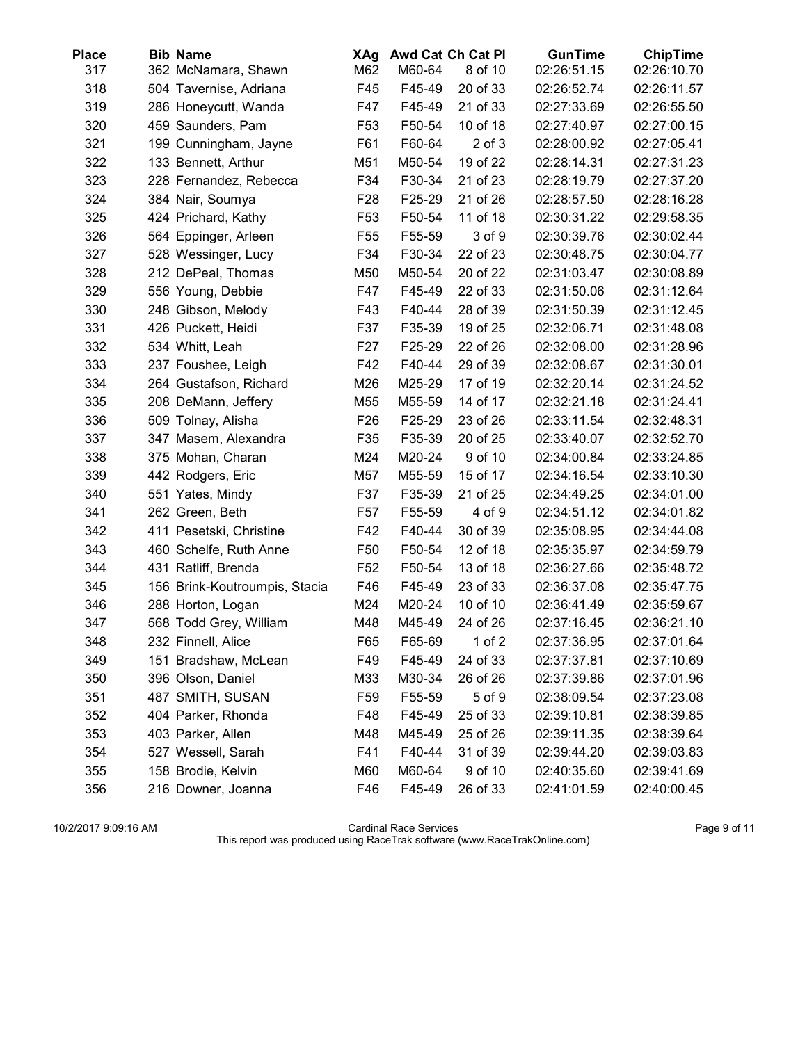| Place | Bib | Name | XAg | Awd Cat | Ch Cat Pl | GunTime | ChipTime |
|---|---|---|---|---|---|---|---|
| 317 | 362 | McNamara, Shawn | M62 | M60-64 | 8 of 10 | 02:26:51.15 | 02:26:10.70 |
| 318 | 504 | Tavernise, Adriana | F45 | F45-49 | 20 of 33 | 02:26:52.74 | 02:26:11.57 |
| 319 | 286 | Honeycutt, Wanda | F47 | F45-49 | 21 of 33 | 02:27:33.69 | 02:26:55.50 |
| 320 | 459 | Saunders, Pam | F53 | F50-54 | 10 of 18 | 02:27:40.97 | 02:27:00.15 |
| 321 | 199 | Cunningham, Jayne | F61 | F60-64 | 2 of 3 | 02:28:00.92 | 02:27:05.41 |
| 322 | 133 | Bennett, Arthur | M51 | M50-54 | 19 of 22 | 02:28:14.31 | 02:27:31.23 |
| 323 | 228 | Fernandez, Rebecca | F34 | F30-34 | 21 of 23 | 02:28:19.79 | 02:27:37.20 |
| 324 | 384 | Nair, Soumya | F28 | F25-29 | 21 of 26 | 02:28:57.50 | 02:28:16.28 |
| 325 | 424 | Prichard, Kathy | F53 | F50-54 | 11 of 18 | 02:30:31.22 | 02:29:58.35 |
| 326 | 564 | Eppinger, Arleen | F55 | F55-59 | 3 of 9 | 02:30:39.76 | 02:30:02.44 |
| 327 | 528 | Wessinger, Lucy | F34 | F30-34 | 22 of 23 | 02:30:48.75 | 02:30:04.77 |
| 328 | 212 | DePeal, Thomas | M50 | M50-54 | 20 of 22 | 02:31:03.47 | 02:30:08.89 |
| 329 | 556 | Young, Debbie | F47 | F45-49 | 22 of 33 | 02:31:50.06 | 02:31:12.64 |
| 330 | 248 | Gibson, Melody | F43 | F40-44 | 28 of 39 | 02:31:50.39 | 02:31:12.45 |
| 331 | 426 | Puckett, Heidi | F37 | F35-39 | 19 of 25 | 02:32:06.71 | 02:31:48.08 |
| 332 | 534 | Whitt, Leah | F27 | F25-29 | 22 of 26 | 02:32:08.00 | 02:31:28.96 |
| 333 | 237 | Foushee, Leigh | F42 | F40-44 | 29 of 39 | 02:32:08.67 | 02:31:30.01 |
| 334 | 264 | Gustafson, Richard | M26 | M25-29 | 17 of 19 | 02:32:20.14 | 02:31:24.52 |
| 335 | 208 | DeMann, Jeffery | M55 | M55-59 | 14 of 17 | 02:32:21.18 | 02:31:24.41 |
| 336 | 509 | Tolnay, Alisha | F26 | F25-29 | 23 of 26 | 02:33:11.54 | 02:32:48.31 |
| 337 | 347 | Masem, Alexandra | F35 | F35-39 | 20 of 25 | 02:33:40.07 | 02:32:52.70 |
| 338 | 375 | Mohan, Charan | M24 | M20-24 | 9 of 10 | 02:34:00.84 | 02:33:24.85 |
| 339 | 442 | Rodgers, Eric | M57 | M55-59 | 15 of 17 | 02:34:16.54 | 02:33:10.30 |
| 340 | 551 | Yates, Mindy | F37 | F35-39 | 21 of 25 | 02:34:49.25 | 02:34:01.00 |
| 341 | 262 | Green, Beth | F57 | F55-59 | 4 of 9 | 02:34:51.12 | 02:34:01.82 |
| 342 | 411 | Pesetski, Christine | F42 | F40-44 | 30 of 39 | 02:35:08.95 | 02:34:44.08 |
| 343 | 460 | Schelfe, Ruth Anne | F50 | F50-54 | 12 of 18 | 02:35:35.97 | 02:34:59.79 |
| 344 | 431 | Ratliff, Brenda | F52 | F50-54 | 13 of 18 | 02:36:27.66 | 02:35:48.72 |
| 345 | 156 | Brink-Koutroumpis, Stacia | F46 | F45-49 | 23 of 33 | 02:36:37.08 | 02:35:47.75 |
| 346 | 288 | Horton, Logan | M24 | M20-24 | 10 of 10 | 02:36:41.49 | 02:35:59.67 |
| 347 | 568 | Todd Grey, William | M48 | M45-49 | 24 of 26 | 02:37:16.45 | 02:36:21.10 |
| 348 | 232 | Finnell, Alice | F65 | F65-69 | 1 of 2 | 02:37:36.95 | 02:37:01.64 |
| 349 | 151 | Bradshaw, McLean | F49 | F45-49 | 24 of 33 | 02:37:37.81 | 02:37:10.69 |
| 350 | 396 | Olson, Daniel | M33 | M30-34 | 26 of 26 | 02:37:39.86 | 02:37:01.96 |
| 351 | 487 | SMITH, SUSAN | F59 | F55-59 | 5 of 9 | 02:38:09.54 | 02:37:23.08 |
| 352 | 404 | Parker, Rhonda | F48 | F45-49 | 25 of 33 | 02:39:10.81 | 02:38:39.85 |
| 353 | 403 | Parker, Allen | M48 | M45-49 | 25 of 26 | 02:39:11.35 | 02:38:39.64 |
| 354 | 527 | Wessell, Sarah | F41 | F40-44 | 31 of 39 | 02:39:44.20 | 02:39:03.83 |
| 355 | 158 | Brodie, Kelvin | M60 | M60-64 | 9 of 10 | 02:40:35.60 | 02:39:41.69 |
| 356 | 216 | Downer, Joanna | F46 | F45-49 | 26 of 33 | 02:41:01.59 | 02:40:00.45 |

10/2/2017 9:09:16 AM Cardinal Race Services
This report was produced using RaceTrak software (www.RaceTrakOnline.com)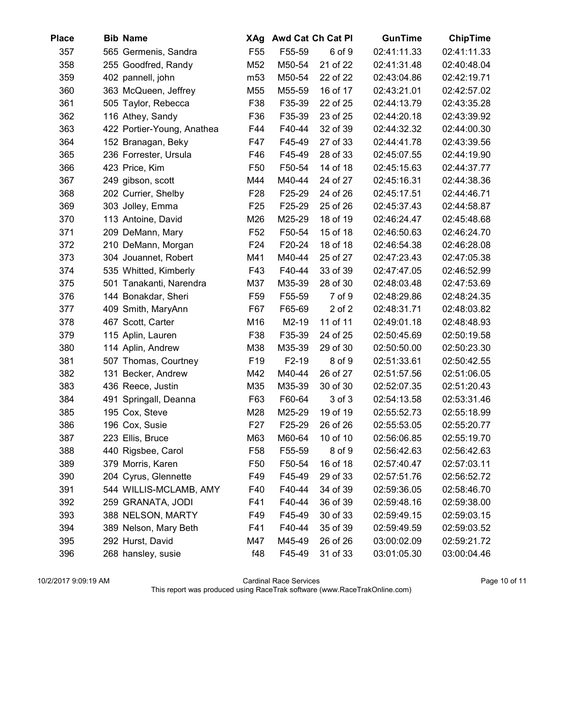| Place | Bib | Name | XAg | Awd Cat | Ch Cat Pl | GunTime | ChipTime |
|---|---|---|---|---|---|---|---|
| 357 | 565 | Germenis, Sandra | F55 | F55-59 | 6 of 9 | 02:41:11.33 | 02:41:11.33 |
| 358 | 255 | Goodfred, Randy | M52 | M50-54 | 21 of 22 | 02:41:31.48 | 02:40:48.04 |
| 359 | 402 | pannell, john | m53 | M50-54 | 22 of 22 | 02:43:04.86 | 02:42:19.71 |
| 360 | 363 | McQueen, Jeffrey | M55 | M55-59 | 16 of 17 | 02:43:21.01 | 02:42:57.02 |
| 361 | 505 | Taylor, Rebecca | F38 | F35-39 | 22 of 25 | 02:44:13.79 | 02:43:35.28 |
| 362 | 116 | Athey, Sandy | F36 | F35-39 | 23 of 25 | 02:44:20.18 | 02:43:39.92 |
| 363 | 422 | Portier-Young, Anathea | F44 | F40-44 | 32 of 39 | 02:44:32.32 | 02:44:00.30 |
| 364 | 152 | Branagan, Beky | F47 | F45-49 | 27 of 33 | 02:44:41.78 | 02:43:39.56 |
| 365 | 236 | Forrester, Ursula | F46 | F45-49 | 28 of 33 | 02:45:07.55 | 02:44:19.90 |
| 366 | 423 | Price, Kim | F50 | F50-54 | 14 of 18 | 02:45:15.63 | 02:44:37.77 |
| 367 | 249 | gibson, scott | M44 | M40-44 | 24 of 27 | 02:45:16.31 | 02:44:38.36 |
| 368 | 202 | Currier, Shelby | F28 | F25-29 | 24 of 26 | 02:45:17.51 | 02:44:46.71 |
| 369 | 303 | Jolley, Emma | F25 | F25-29 | 25 of 26 | 02:45:37.43 | 02:44:58.87 |
| 370 | 113 | Antoine, David | M26 | M25-29 | 18 of 19 | 02:46:24.47 | 02:45:48.68 |
| 371 | 209 | DeMann, Mary | F52 | F50-54 | 15 of 18 | 02:46:50.63 | 02:46:24.70 |
| 372 | 210 | DeMann, Morgan | F24 | F20-24 | 18 of 18 | 02:46:54.38 | 02:46:28.08 |
| 373 | 304 | Jouannet, Robert | M41 | M40-44 | 25 of 27 | 02:47:23.43 | 02:47:05.38 |
| 374 | 535 | Whitted, Kimberly | F43 | F40-44 | 33 of 39 | 02:47:47.05 | 02:46:52.99 |
| 375 | 501 | Tanakanti, Narendra | M37 | M35-39 | 28 of 30 | 02:48:03.48 | 02:47:53.69 |
| 376 | 144 | Bonakdar, Sheri | F59 | F55-59 | 7 of 9 | 02:48:29.86 | 02:48:24.35 |
| 377 | 409 | Smith, MaryAnn | F67 | F65-69 | 2 of 2 | 02:48:31.71 | 02:48:03.82 |
| 378 | 467 | Scott, Carter | M16 | M2-19 | 11 of 11 | 02:49:01.18 | 02:48:48.93 |
| 379 | 115 | Aplin, Lauren | F38 | F35-39 | 24 of 25 | 02:50:45.69 | 02:50:19.58 |
| 380 | 114 | Aplin, Andrew | M38 | M35-39 | 29 of 30 | 02:50:50.00 | 02:50:23.30 |
| 381 | 507 | Thomas, Courtney | F19 | F2-19 | 8 of 9 | 02:51:33.61 | 02:50:42.55 |
| 382 | 131 | Becker, Andrew | M42 | M40-44 | 26 of 27 | 02:51:57.56 | 02:51:06.05 |
| 383 | 436 | Reece, Justin | M35 | M35-39 | 30 of 30 | 02:52:07.35 | 02:51:20.43 |
| 384 | 491 | Springall, Deanna | F63 | F60-64 | 3 of 3 | 02:54:13.58 | 02:53:31.46 |
| 385 | 195 | Cox, Steve | M28 | M25-29 | 19 of 19 | 02:55:52.73 | 02:55:18.99 |
| 386 | 196 | Cox, Susie | F27 | F25-29 | 26 of 26 | 02:55:53.05 | 02:55:20.77 |
| 387 | 223 | Ellis, Bruce | M63 | M60-64 | 10 of 10 | 02:56:06.85 | 02:55:19.70 |
| 388 | 440 | Rigsbee, Carol | F58 | F55-59 | 8 of 9 | 02:56:42.63 | 02:56:42.63 |
| 389 | 379 | Morris, Karen | F50 | F50-54 | 16 of 18 | 02:57:40.47 | 02:57:03.11 |
| 390 | 204 | Cyrus, Glennette | F49 | F45-49 | 29 of 33 | 02:57:51.76 | 02:56:52.72 |
| 391 | 544 | WILLIS-MCLAMB, AMY | F40 | F40-44 | 34 of 39 | 02:59:36.05 | 02:58:46.70 |
| 392 | 259 | GRANATA, JODI | F41 | F40-44 | 36 of 39 | 02:59:48.16 | 02:59:38.00 |
| 393 | 388 | NELSON, MARTY | F49 | F45-49 | 30 of 33 | 02:59:49.15 | 02:59:03.15 |
| 394 | 389 | Nelson, Mary Beth | F41 | F40-44 | 35 of 39 | 02:59:49.59 | 02:59:03.52 |
| 395 | 292 | Hurst, David | M47 | M45-49 | 26 of 26 | 03:00:02.09 | 02:59:21.72 |
| 396 | 268 | hansley, susie | f48 | F45-49 | 31 of 33 | 03:01:05.30 | 03:00:04.46 |

10/2/2017 9:09:19 AM Cardinal Race Services
This report was produced using RaceTrak software (www.RaceTrakOnline.com)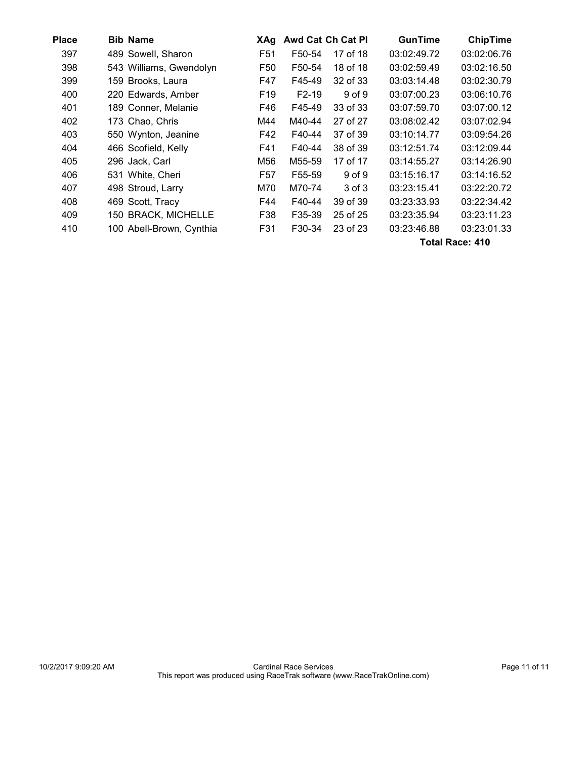| Place | Bib | Name | XAg | Awd Cat | Ch Cat Pl | GunTime | ChipTime |
|---|---|---|---|---|---|---|---|
| 397 | 489 | Sowell, Sharon | F51 | F50-54 | 17 of 18 | 03:02:49.72 | 03:02:06.76 |
| 398 | 543 | Williams, Gwendolyn | F50 | F50-54 | 18 of 18 | 03:02:59.49 | 03:02:16.50 |
| 399 | 159 | Brooks, Laura | F47 | F45-49 | 32 of 33 | 03:03:14.48 | 03:02:30.79 |
| 400 | 220 | Edwards, Amber | F19 | F2-19 | 9 of 9 | 03:07:00.23 | 03:06:10.76 |
| 401 | 189 | Conner, Melanie | F46 | F45-49 | 33 of 33 | 03:07:59.70 | 03:07:00.12 |
| 402 | 173 | Chao, Chris | M44 | M40-44 | 27 of 27 | 03:08:02.42 | 03:07:02.94 |
| 403 | 550 | Wynton, Jeanine | F42 | F40-44 | 37 of 39 | 03:10:14.77 | 03:09:54.26 |
| 404 | 466 | Scofield, Kelly | F41 | F40-44 | 38 of 39 | 03:12:51.74 | 03:12:09.44 |
| 405 | 296 | Jack, Carl | M56 | M55-59 | 17 of 17 | 03:14:55.27 | 03:14:26.90 |
| 406 | 531 | White, Cheri | F57 | F55-59 | 9 of 9 | 03:15:16.17 | 03:14:16.52 |
| 407 | 498 | Stroud, Larry | M70 | M70-74 | 3 of 3 | 03:23:15.41 | 03:22:20.72 |
| 408 | 469 | Scott, Tracy | F44 | F40-44 | 39 of 39 | 03:23:33.93 | 03:22:34.42 |
| 409 | 150 | BRACK, MICHELLE | F38 | F35-39 | 25 of 25 | 03:23:35.94 | 03:23:11.23 |
| 410 | 100 | Abell-Brown, Cynthia | F31 | F30-34 | 23 of 23 | 03:23:46.88 | 03:23:01.33 |

**Total Race: 410**

10/2/2017 9:09:20 AM

Cardinal Race Services
This report was produced using RaceTrak software (www.RaceTrakOnline.com)